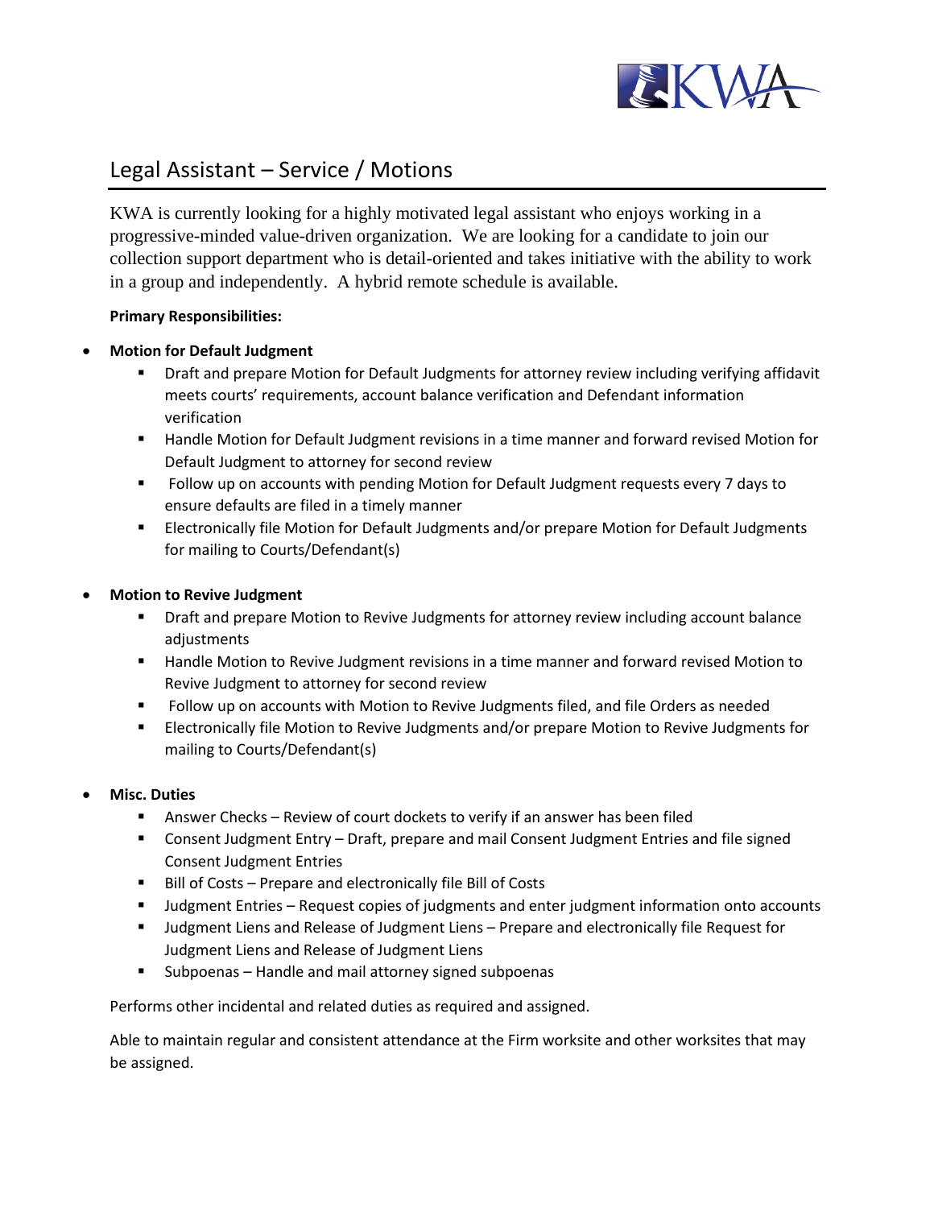# Legal Assistant – Service / Motions

KWA is currently looking for a highly motivated legal assistant who enjoys working in a progressive-minded value-driven organization. We are looking for a candidate to join our collection support department who is detail-oriented and takes initiative with the ability to work in a group and independently. A hybrid remote schedule is available.

**Primary Responsibilities:**

- **Motion for Default Judgment**
  - Draft and prepare Motion for Default Judgments for attorney review including verifying affidavit meets courts' requirements, account balance verification and Defendant information verification
  - Handle Motion for Default Judgment revisions in a time manner and forward revised Motion for Default Judgment to attorney for second review
  - Follow up on accounts with pending Motion for Default Judgment requests every 7 days to ensure defaults are filed in a timely manner
  - Electronically file Motion for Default Judgments and/or prepare Motion for Default Judgments for mailing to Courts/Defendant(s)

- **Motion to Revive Judgment**
  - Draft and prepare Motion to Revive Judgments for attorney review including account balance adjustments
  - Handle Motion to Revive Judgment revisions in a time manner and forward revised Motion to Revive Judgment to attorney for second review
  - Follow up on accounts with Motion to Revive Judgments filed, and file Orders as needed
  - Electronically file Motion to Revive Judgments and/or prepare Motion to Revive Judgments for mailing to Courts/Defendant(s)

- **Misc. Duties**
  - Answer Checks – Review of court dockets to verify if an answer has been filed
  - Consent Judgment Entry – Draft, prepare and mail Consent Judgment Entries and file signed Consent Judgment Entries
  - Bill of Costs – Prepare and electronically file Bill of Costs
  - Judgment Entries – Request copies of judgments and enter judgment information onto accounts
  - Judgment Liens and Release of Judgment Liens – Prepare and electronically file Request for Judgment Liens and Release of Judgment Liens
  - Subpoenas – Handle and mail attorney signed subpoenas

Performs other incidental and related duties as required and assigned.

Able to maintain regular and consistent attendance at the Firm worksite and other worksites that may be assigned.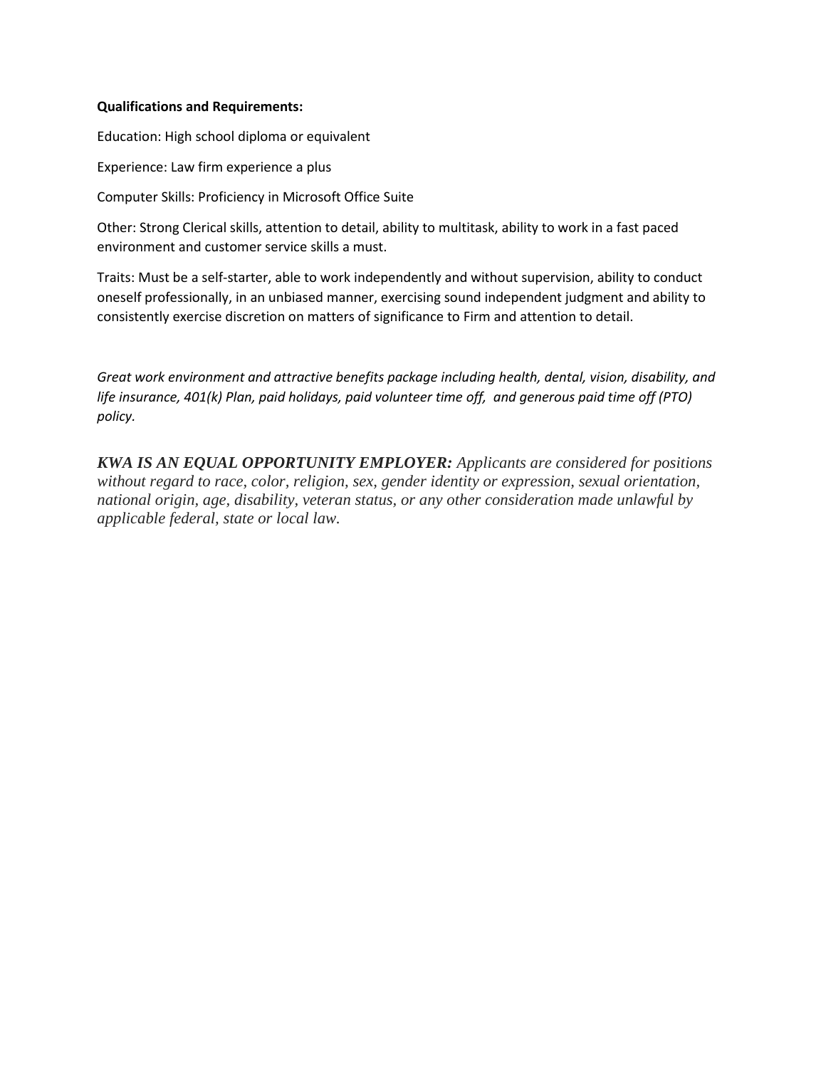**Qualifications and Requirements:**

Education: High school diploma or equivalent

Experience: Law firm experience a plus

Computer Skills: Proficiency in Microsoft Office Suite

Other: Strong Clerical skills, attention to detail, ability to multitask, ability to work in a fast paced environment and customer service skills a must.

Traits: Must be a self-starter, able to work independently and without supervision, ability to conduct oneself professionally, in an unbiased manner, exercising sound independent judgment and ability to consistently exercise discretion on matters of significance to Firm and attention to detail.

*Great work environment and attractive benefits package including health, dental, vision, disability, and life insurance, 401(k) Plan, paid holidays, paid volunteer time off, and generous paid time off (PTO) policy.*

***KWA IS AN EQUAL OPPORTUNITY EMPLOYER:*** *Applicants are considered for positions without regard to race, color, religion, sex, gender identity or expression, sexual orientation, national origin, age, disability, veteran status, or any other consideration made unlawful by applicable federal, state or local law.*